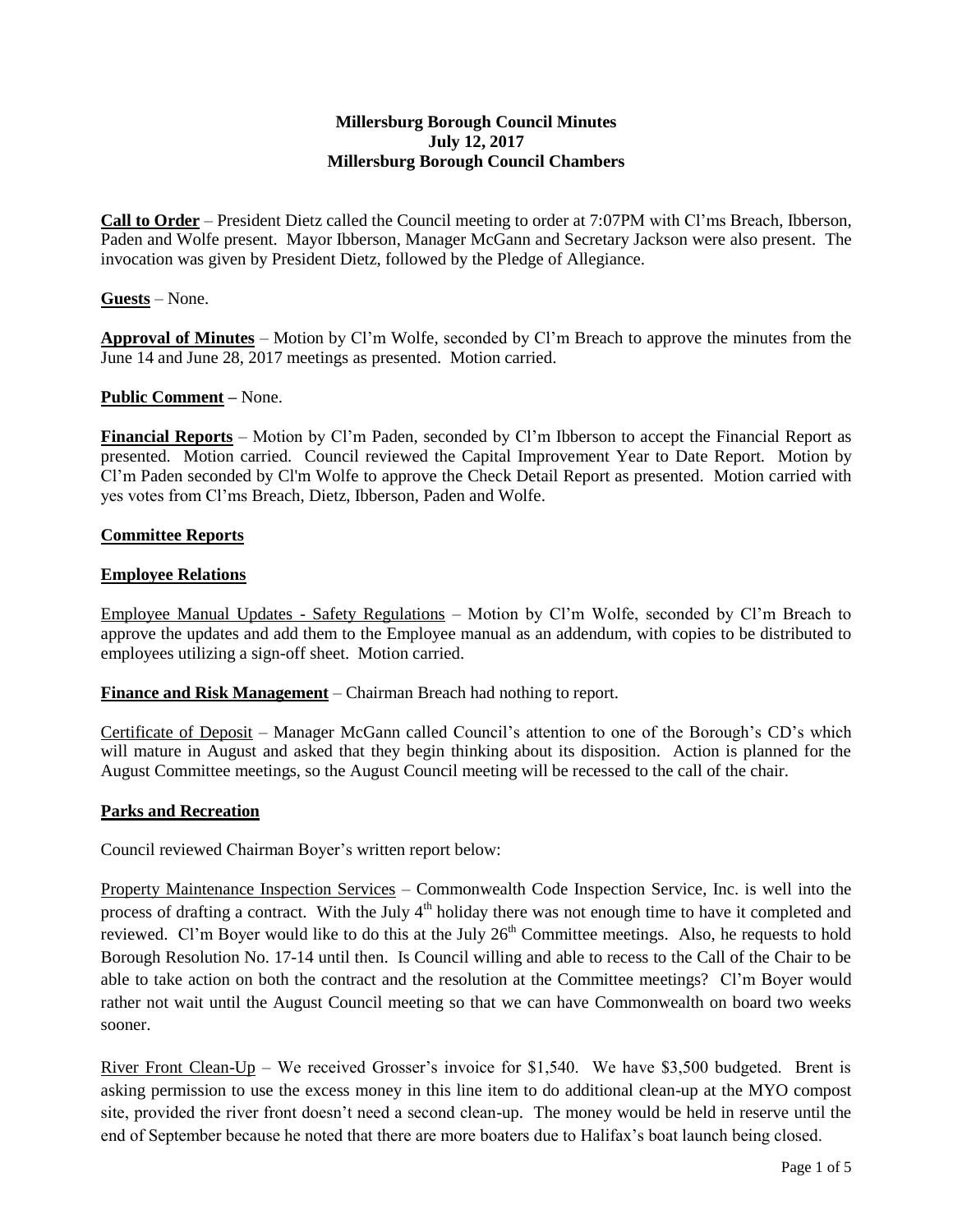**Millersburg Borough Council Minutes**
**July 12, 2017**
**Millersburg Borough Council Chambers**

**Call to Order** – President Dietz called the Council meeting to order at 7:07PM with Cl'ms Breach, Ibberson, Paden and Wolfe present. Mayor Ibberson, Manager McGann and Secretary Jackson were also present. The invocation was given by President Dietz, followed by the Pledge of Allegiance.

**Guests** – None.

**Approval of Minutes** – Motion by Cl'm Wolfe, seconded by Cl'm Breach to approve the minutes from the June 14 and June 28, 2017 meetings as presented. Motion carried.

**Public Comment –** None.

**Financial Reports** – Motion by Cl'm Paden, seconded by Cl'm Ibberson to accept the Financial Report as presented. Motion carried. Council reviewed the Capital Improvement Year to Date Report. Motion by Cl'm Paden seconded by Cl'm Wolfe to approve the Check Detail Report as presented. Motion carried with yes votes from Cl'ms Breach, Dietz, Ibberson, Paden and Wolfe.

**Committee Reports**

**Employee Relations**

Employee Manual Updates - Safety Regulations – Motion by Cl'm Wolfe, seconded by Cl'm Breach to approve the updates and add them to the Employee manual as an addendum, with copies to be distributed to employees utilizing a sign-off sheet. Motion carried.

**Finance and Risk Management** – Chairman Breach had nothing to report.

Certificate of Deposit – Manager McGann called Council's attention to one of the Borough's CD's which will mature in August and asked that they begin thinking about its disposition. Action is planned for the August Committee meetings, so the August Council meeting will be recessed to the call of the chair.

**Parks and Recreation**

Council reviewed Chairman Boyer's written report below:

Property Maintenance Inspection Services – Commonwealth Code Inspection Service, Inc. is well into the process of drafting a contract. With the July 4th holiday there was not enough time to have it completed and reviewed. Cl'm Boyer would like to do this at the July 26th Committee meetings. Also, he requests to hold Borough Resolution No. 17-14 until then. Is Council willing and able to recess to the Call of the Chair to be able to take action on both the contract and the resolution at the Committee meetings? Cl'm Boyer would rather not wait until the August Council meeting so that we can have Commonwealth on board two weeks sooner.

River Front Clean-Up – We received Grosser's invoice for $1,540. We have $3,500 budgeted. Brent is asking permission to use the excess money in this line item to do additional clean-up at the MYO compost site, provided the river front doesn't need a second clean-up. The money would be held in reserve until the end of September because he noted that there are more boaters due to Halifax's boat launch being closed.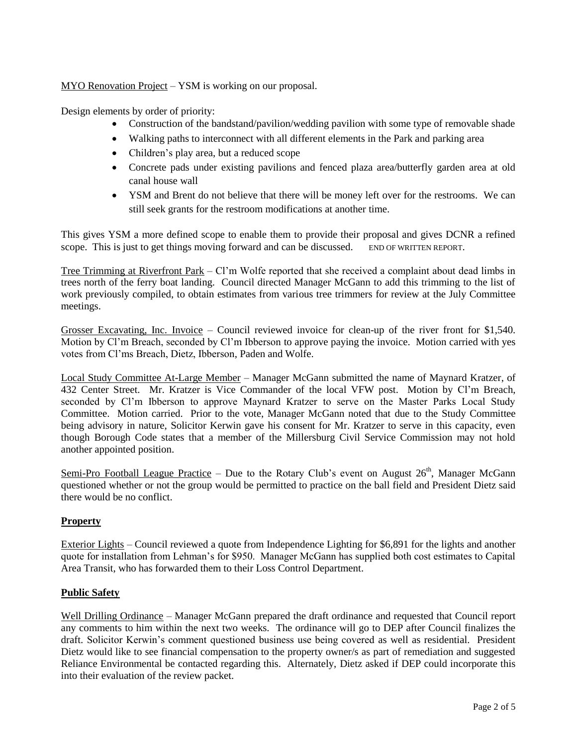MYO Renovation Project – YSM is working on our proposal.

Design elements by order of priority:

- Construction of the bandstand/pavilion/wedding pavilion with some type of removable shade
- Walking paths to interconnect with all different elements in the Park and parking area
- Children's play area, but a reduced scope
- Concrete pads under existing pavilions and fenced plaza area/butterfly garden area at old canal house wall
- YSM and Brent do not believe that there will be money left over for the restrooms. We can still seek grants for the restroom modifications at another time.

This gives YSM a more defined scope to enable them to provide their proposal and gives DCNR a refined scope. This is just to get things moving forward and can be discussed. END OF WRITTEN REPORT.

Tree Trimming at Riverfront Park – Cl'm Wolfe reported that she received a complaint about dead limbs in trees north of the ferry boat landing. Council directed Manager McGann to add this trimming to the list of work previously compiled, to obtain estimates from various tree trimmers for review at the July Committee meetings.

Grosser Excavating, Inc. Invoice – Council reviewed invoice for clean-up of the river front for $1,540. Motion by Cl'm Breach, seconded by Cl'm Ibberson to approve paying the invoice. Motion carried with yes votes from Cl'ms Breach, Dietz, Ibberson, Paden and Wolfe.

Local Study Committee At-Large Member – Manager McGann submitted the name of Maynard Kratzer, of 432 Center Street. Mr. Kratzer is Vice Commander of the local VFW post. Motion by Cl'm Breach, seconded by Cl'm Ibberson to approve Maynard Kratzer to serve on the Master Parks Local Study Committee. Motion carried. Prior to the vote, Manager McGann noted that due to the Study Committee being advisory in nature, Solicitor Kerwin gave his consent for Mr. Kratzer to serve in this capacity, even though Borough Code states that a member of the Millersburg Civil Service Commission may not hold another appointed position.

Semi-Pro Football League Practice – Due to the Rotary Club's event on August 26th, Manager McGann questioned whether or not the group would be permitted to practice on the ball field and President Dietz said there would be no conflict.

## Property

Exterior Lights – Council reviewed a quote from Independence Lighting for $6,891 for the lights and another quote for installation from Lehman's for $950. Manager McGann has supplied both cost estimates to Capital Area Transit, who has forwarded them to their Loss Control Department.

## Public Safety

Well Drilling Ordinance – Manager McGann prepared the draft ordinance and requested that Council report any comments to him within the next two weeks. The ordinance will go to DEP after Council finalizes the draft. Solicitor Kerwin's comment questioned business use being covered as well as residential. President Dietz would like to see financial compensation to the property owner/s as part of remediation and suggested Reliance Environmental be contacted regarding this. Alternately, Dietz asked if DEP could incorporate this into their evaluation of the review packet.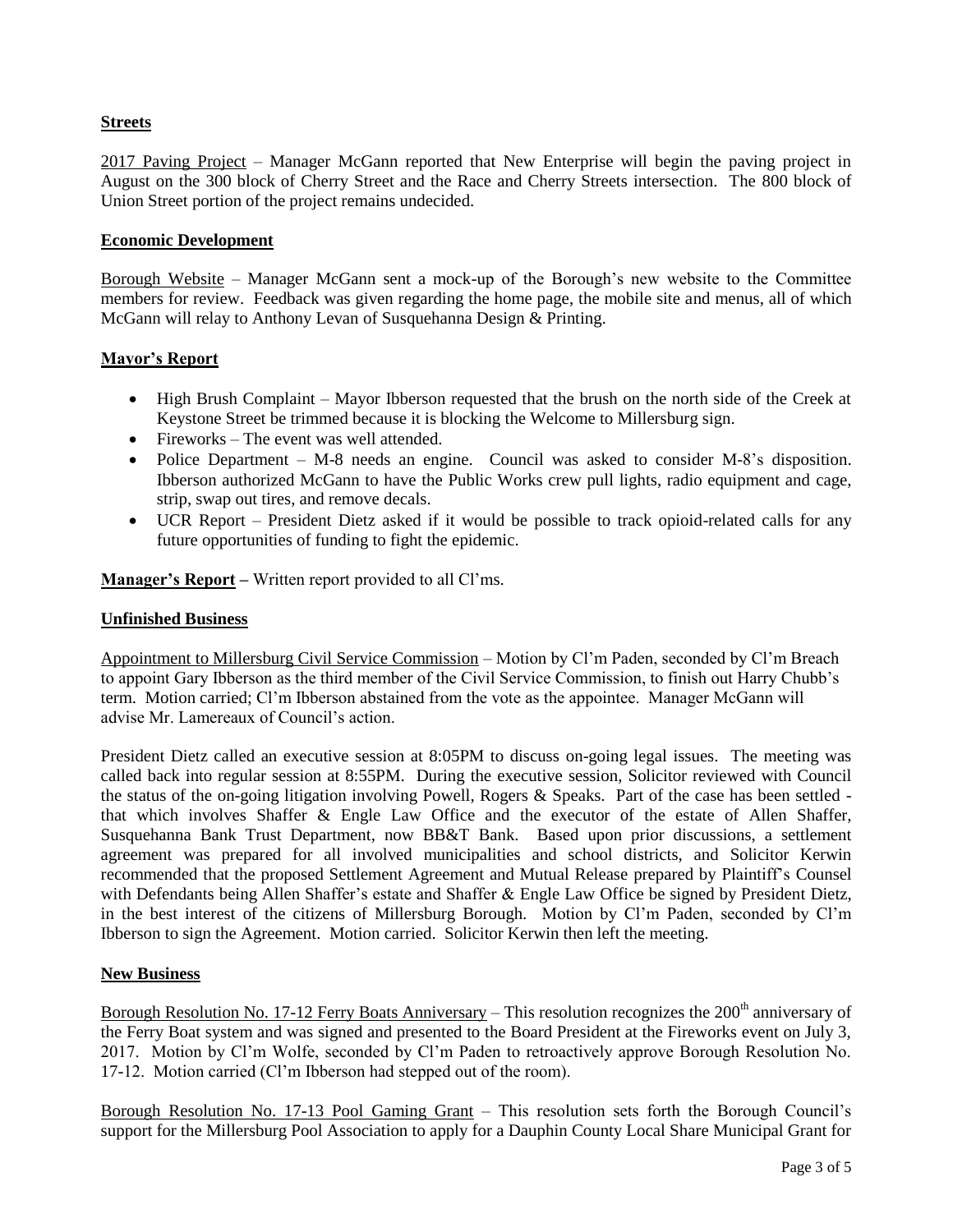## Streets

2017 Paving Project – Manager McGann reported that New Enterprise will begin the paving project in August on the 300 block of Cherry Street and the Race and Cherry Streets intersection. The 800 block of Union Street portion of the project remains undecided.

## Economic Development

Borough Website – Manager McGann sent a mock-up of the Borough's new website to the Committee members for review. Feedback was given regarding the home page, the mobile site and menus, all of which McGann will relay to Anthony Levan of Susquehanna Design & Printing.

## Mayor's Report

- High Brush Complaint – Mayor Ibberson requested that the brush on the north side of the Creek at Keystone Street be trimmed because it is blocking the Welcome to Millersburg sign.
- Fireworks – The event was well attended.
- Police Department – M-8 needs an engine. Council was asked to consider M-8's disposition. Ibberson authorized McGann to have the Public Works crew pull lights, radio equipment and cage, strip, swap out tires, and remove decals.
- UCR Report – President Dietz asked if it would be possible to track opioid-related calls for any future opportunities of funding to fight the epidemic.

**Manager's Report –** Written report provided to all Cl'ms.

## Unfinished Business

Appointment to Millersburg Civil Service Commission – Motion by Cl'm Paden, seconded by Cl'm Breach to appoint Gary Ibberson as the third member of the Civil Service Commission, to finish out Harry Chubb's term. Motion carried; Cl'm Ibberson abstained from the vote as the appointee. Manager McGann will advise Mr. Lamereaux of Council's action.

President Dietz called an executive session at 8:05PM to discuss on-going legal issues. The meeting was called back into regular session at 8:55PM. During the executive session, Solicitor reviewed with Council the status of the on-going litigation involving Powell, Rogers & Speaks. Part of the case has been settled - that which involves Shaffer & Engle Law Office and the executor of the estate of Allen Shaffer, Susquehanna Bank Trust Department, now BB&T Bank. Based upon prior discussions, a settlement agreement was prepared for all involved municipalities and school districts, and Solicitor Kerwin recommended that the proposed Settlement Agreement and Mutual Release prepared by Plaintiff's Counsel with Defendants being Allen Shaffer's estate and Shaffer & Engle Law Office be signed by President Dietz, in the best interest of the citizens of Millersburg Borough. Motion by Cl'm Paden, seconded by Cl'm Ibberson to sign the Agreement. Motion carried. Solicitor Kerwin then left the meeting.

## New Business

Borough Resolution No. 17-12 Ferry Boats Anniversary – This resolution recognizes the 200th anniversary of the Ferry Boat system and was signed and presented to the Board President at the Fireworks event on July 3, 2017. Motion by Cl'm Wolfe, seconded by Cl'm Paden to retroactively approve Borough Resolution No. 17-12. Motion carried (Cl'm Ibberson had stepped out of the room).

Borough Resolution No. 17-13 Pool Gaming Grant – This resolution sets forth the Borough Council's support for the Millersburg Pool Association to apply for a Dauphin County Local Share Municipal Grant for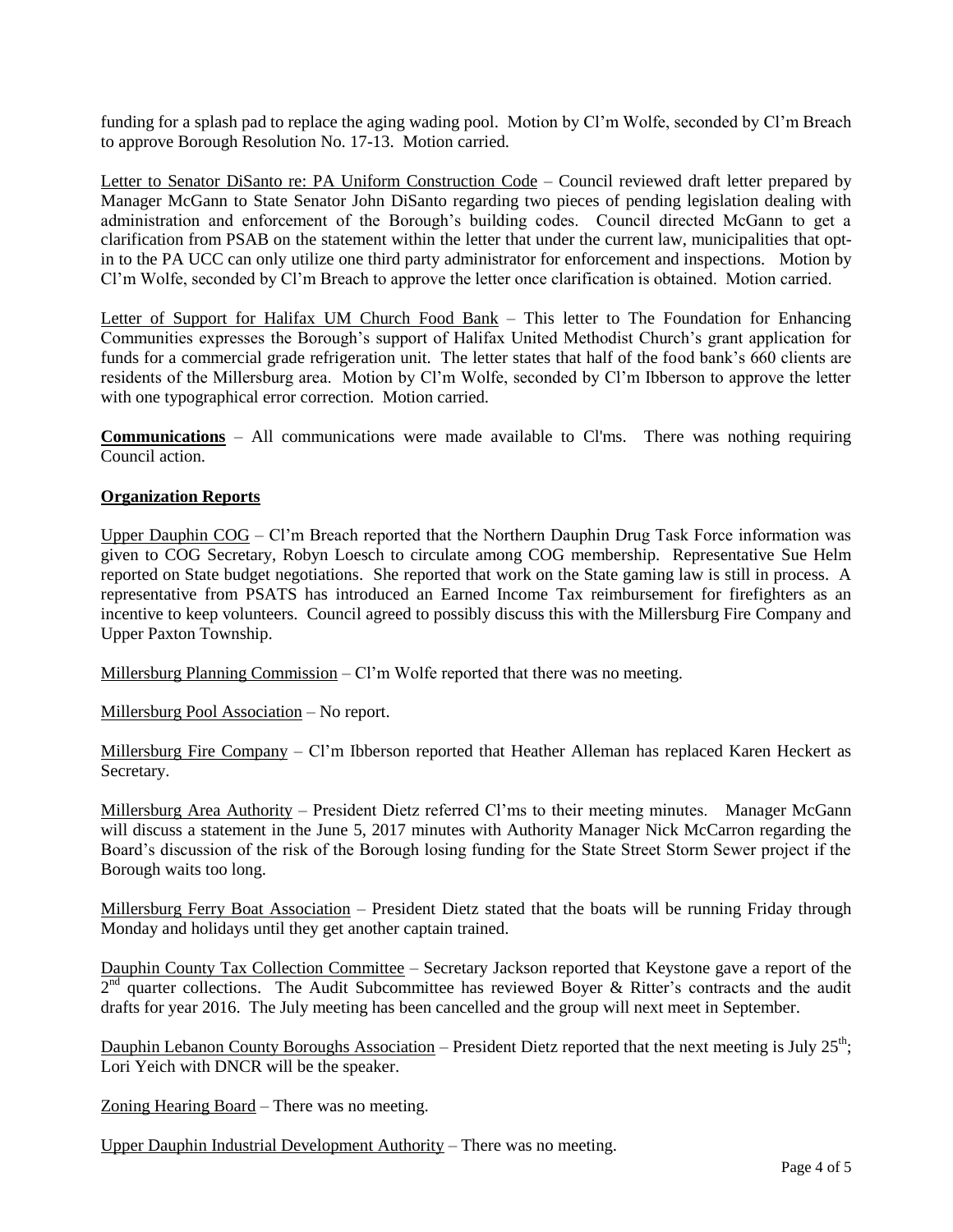funding for a splash pad to replace the aging wading pool. Motion by Cl'm Wolfe, seconded by Cl'm Breach to approve Borough Resolution No. 17-13. Motion carried.

Letter to Senator DiSanto re: PA Uniform Construction Code – Council reviewed draft letter prepared by Manager McGann to State Senator John DiSanto regarding two pieces of pending legislation dealing with administration and enforcement of the Borough's building codes. Council directed McGann to get a clarification from PSAB on the statement within the letter that under the current law, municipalities that opt-in to the PA UCC can only utilize one third party administrator for enforcement and inspections. Motion by Cl'm Wolfe, seconded by Cl'm Breach to approve the letter once clarification is obtained. Motion carried.

Letter of Support for Halifax UM Church Food Bank – This letter to The Foundation for Enhancing Communities expresses the Borough's support of Halifax United Methodist Church's grant application for funds for a commercial grade refrigeration unit. The letter states that half of the food bank's 660 clients are residents of the Millersburg area. Motion by Cl'm Wolfe, seconded by Cl'm Ibberson to approve the letter with one typographical error correction. Motion carried.

**Communications** – All communications were made available to Cl'ms. There was nothing requiring Council action.

**Organization Reports**

Upper Dauphin COG – Cl'm Breach reported that the Northern Dauphin Drug Task Force information was given to COG Secretary, Robyn Loesch to circulate among COG membership. Representative Sue Helm reported on State budget negotiations. She reported that work on the State gaming law is still in process. A representative from PSATS has introduced an Earned Income Tax reimbursement for firefighters as an incentive to keep volunteers. Council agreed to possibly discuss this with the Millersburg Fire Company and Upper Paxton Township.

Millersburg Planning Commission – Cl'm Wolfe reported that there was no meeting.

Millersburg Pool Association – No report.

Millersburg Fire Company – Cl'm Ibberson reported that Heather Alleman has replaced Karen Heckert as Secretary.

Millersburg Area Authority – President Dietz referred Cl'ms to their meeting minutes. Manager McGann will discuss a statement in the June 5, 2017 minutes with Authority Manager Nick McCarron regarding the Board's discussion of the risk of the Borough losing funding for the State Street Storm Sewer project if the Borough waits too long.

Millersburg Ferry Boat Association – President Dietz stated that the boats will be running Friday through Monday and holidays until they get another captain trained.

Dauphin County Tax Collection Committee – Secretary Jackson reported that Keystone gave a report of the 2nd quarter collections. The Audit Subcommittee has reviewed Boyer & Ritter's contracts and the audit drafts for year 2016. The July meeting has been cancelled and the group will next meet in September.

Dauphin Lebanon County Boroughs Association – President Dietz reported that the next meeting is July 25th; Lori Yeich with DNCR will be the speaker.

Zoning Hearing Board – There was no meeting.

Upper Dauphin Industrial Development Authority – There was no meeting.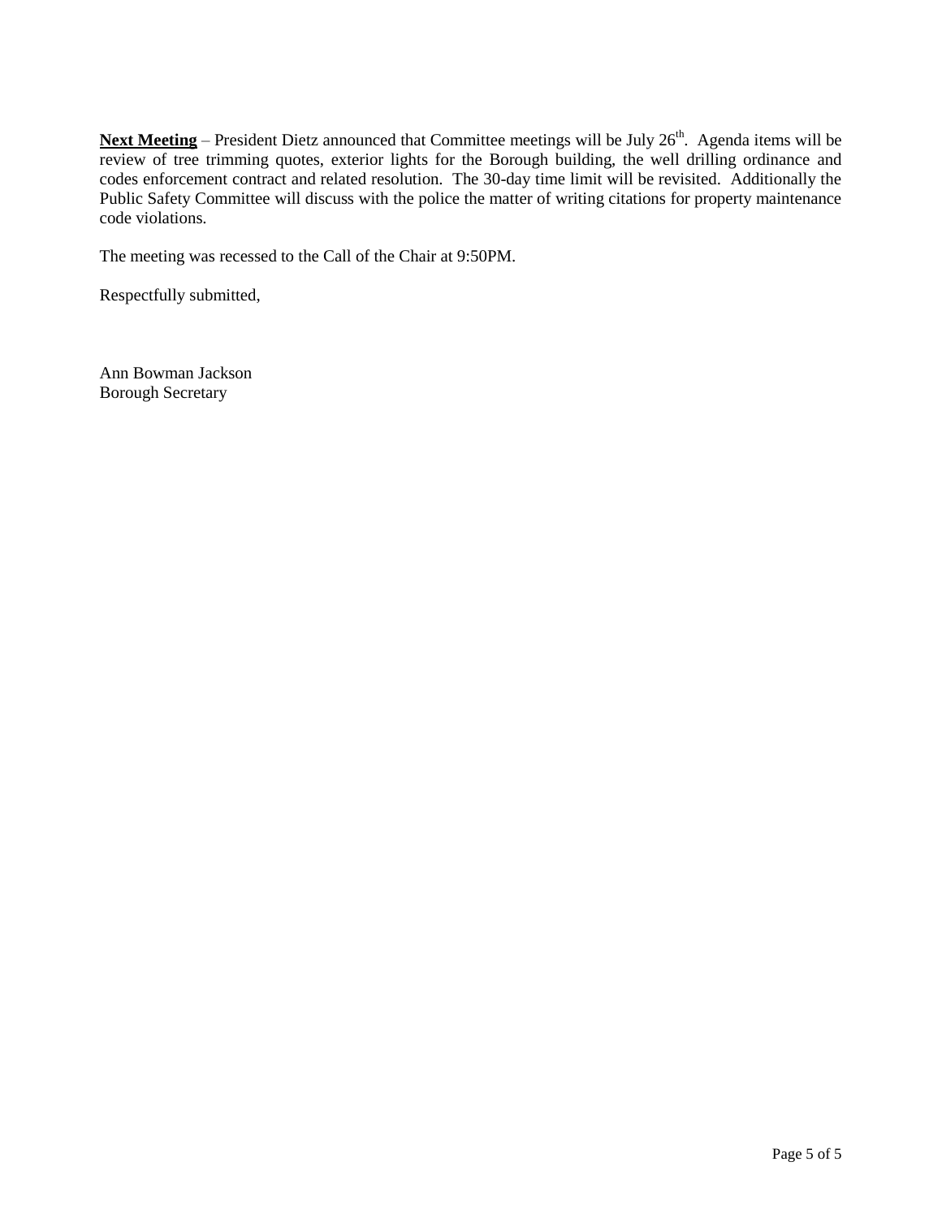**<u>Next Meeting</u>** – President Dietz announced that Committee meetings will be July 26th. Agenda items will be review of tree trimming quotes, exterior lights for the Borough building, the well drilling ordinance and codes enforcement contract and related resolution. The 30-day time limit will be revisited. Additionally the Public Safety Committee will discuss with the police the matter of writing citations for property maintenance code violations.

The meeting was recessed to the Call of the Chair at 9:50PM.

Respectfully submitted,

Ann Bowman Jackson
Borough Secretary